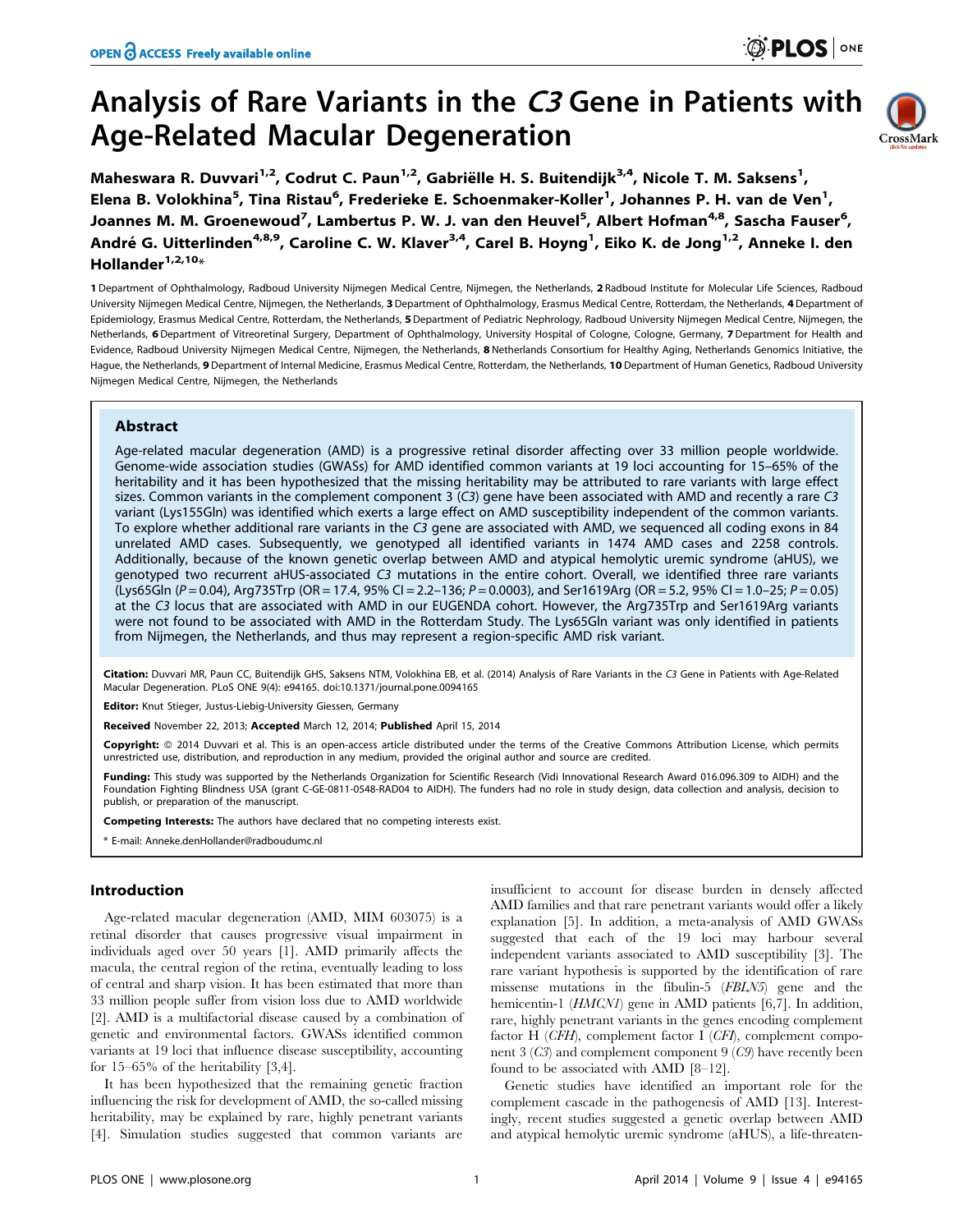# Analysis of Rare Variants in the *C3* Gene in Patients with Age-Related Macular Degeneration

Maheswara R. Duvvari[1,2], Codrut C. Paun[1,2], Gabriëlle H. S. Buitendijk[3,4], Nicole T. M. Saksens[1], Elena B. Volokhina[5], Tina Ristau[6], Frederieke E. Schoenmaker-Koller[1], Johannes P. H. van de Ven[1], Joannes M. M. Groenewoud[7], Lambertus P. W. J. van den Heuvel[5], Albert Hofman[4,8], Sascha Fauser[6], André G. Uitterlinden[4,8,9], Caroline C. W. Klaver[3,4], Carel B. Hoyng[1], Eiko K. de Jong[1,2], Anneke I. den Hollander[1,2,10]*

1 Department of Ophthalmology, Radboud University Nijmegen Medical Centre, Nijmegen, the Netherlands, 2 Radboud Institute for Molecular Life Sciences, Radboud University Nijmegen Medical Centre, Nijmegen, the Netherlands, 3 Department of Ophthalmology, Erasmus Medical Centre, Rotterdam, the Netherlands, 4 Department of Epidemiology, Erasmus Medical Centre, Rotterdam, the Netherlands, 5 Department of Pediatric Nephrology, Radboud University Nijmegen Medical Centre, Nijmegen, the Netherlands, 6 Department of Vitreoretinal Surgery, Department of Ophthalmology, University Hospital of Cologne, Cologne, Germany, 7 Department for Health and Evidence, Radboud University Nijmegen Medical Centre, Nijmegen, the Netherlands, 8 Netherlands Consortium for Healthy Aging, Netherlands Genomics Initiative, the Hague, the Netherlands, 9 Department of Internal Medicine, Erasmus Medical Centre, Rotterdam, the Netherlands, 10 Department of Human Genetics, Radboud University Nijmegen Medical Centre, Nijmegen, the Netherlands

## Abstract

Age-related macular degeneration (AMD) is a progressive retinal disorder affecting over 33 million people worldwide. Genome-wide association studies (GWASs) for AMD identified common variants at 19 loci accounting for 15–65% of the heritability and it has been hypothesized that the missing heritability may be attributed to rare variants with large effect sizes. Common variants in the complement component 3 (*C3*) gene have been associated with AMD and recently a rare *C3* variant (Lys155Gln) was identified which exerts a large effect on AMD susceptibility independent of the common variants. To explore whether additional rare variants in the *C3* gene are associated with AMD, we sequenced all coding exons in 84 unrelated AMD cases. Subsequently, we genotyped all identified variants in 1474 AMD cases and 2258 controls. Additionally, because of the known genetic overlap between AMD and atypical hemolytic uremic syndrome (aHUS), we genotyped two recurrent aHUS-associated *C3* mutations in the entire cohort. Overall, we identified three rare variants (Lys65Gln ($P = 0.04$), Arg735Trp (OR = 17.4, 95% CI = 2.2–136; $P = 0.0003$), and Ser1619Arg (OR = 5.2, 95% CI = 1.0–25; $P = 0.05$) at the *C3* locus that are associated with AMD in our EUGENDA cohort. However, the Arg735Trp and Ser1619Arg variants were not found to be associated with AMD in the Rotterdam Study. The Lys65Gln variant was only identified in patients from Nijmegen, the Netherlands, and thus may represent a region-specific AMD risk variant.

**Citation:** Duvvari MR, Paun CC, Buitendijk GHS, Saksens NTM, Volokhina EB, et al. (2014) Analysis of Rare Variants in the *C3* Gene in Patients with Age-Related Macular Degeneration. PLoS ONE 9(4): e94165. doi:10.1371/journal.pone.0094165

**Editor:** Knut Stieger, Justus-Liebig-University Giessen, Germany

**Received** November 22, 2013; **Accepted** March 12, 2014; **Published** April 15, 2014

**Copyright:** © 2014 Duvvari et al. This is an open-access article distributed under the terms of the Creative Commons Attribution License, which permits unrestricted use, distribution, and reproduction in any medium, provided the original author and source are credited.

**Funding:** This study was supported by the Netherlands Organization for Scientific Research (Vidi Innovational Research Award 016.096.309 to AIDH) and the Foundation Fighting Blindness USA (grant C-GE-0811-0548-RAD04 to AIDH). The funders had no role in study design, data collection and analysis, decision to publish, or preparation of the manuscript.

**Competing Interests:** The authors have declared that no competing interests exist.

\* E-mail: Anneke.denHollander@radboudumc.nl

## Introduction

Age-related macular degeneration (AMD, MIM 603075) is a retinal disorder that causes progressive visual impairment in individuals aged over 50 years [1]. AMD primarily affects the macula, the central region of the retina, eventually leading to loss of central and sharp vision. It has been estimated that more than 33 million people suffer from vision loss due to AMD worldwide [2]. AMD is a multifactorial disease caused by a combination of genetic and environmental factors. GWASs identified common variants at 19 loci that influence disease susceptibility, accounting for 15–65% of the heritability [3,4].

It has been hypothesized that the remaining genetic fraction influencing the risk for development of AMD, the so-called missing heritability, may be explained by rare, highly penetrant variants [4]. Simulation studies suggested that common variants are insufficient to account for disease burden in densely affected AMD families and that rare penetrant variants would offer a likely explanation [5]. In addition, a meta-analysis of AMD GWASs suggested that each of the 19 loci may harbour several independent variants associated to AMD susceptibility [3]. The rare variant hypothesis is supported by the identification of rare missense mutations in the fibulin-5 (*FBLN5*) gene and the hemicentin-1 (*HMCN1*) gene in AMD patients [6,7]. In addition, rare, highly penetrant variants in the genes encoding complement factor H (*CFH*), complement factor I (*CFI*), complement component 3 (*C3*) and complement component 9 (*C9*) have recently been found to be associated with AMD [8–12].

Genetic studies have identified an important role for the complement cascade in the pathogenesis of AMD [13]. Interestingly, recent studies suggested a genetic overlap between AMD and atypical hemolytic uremic syndrome (aHUS), a life-threaten-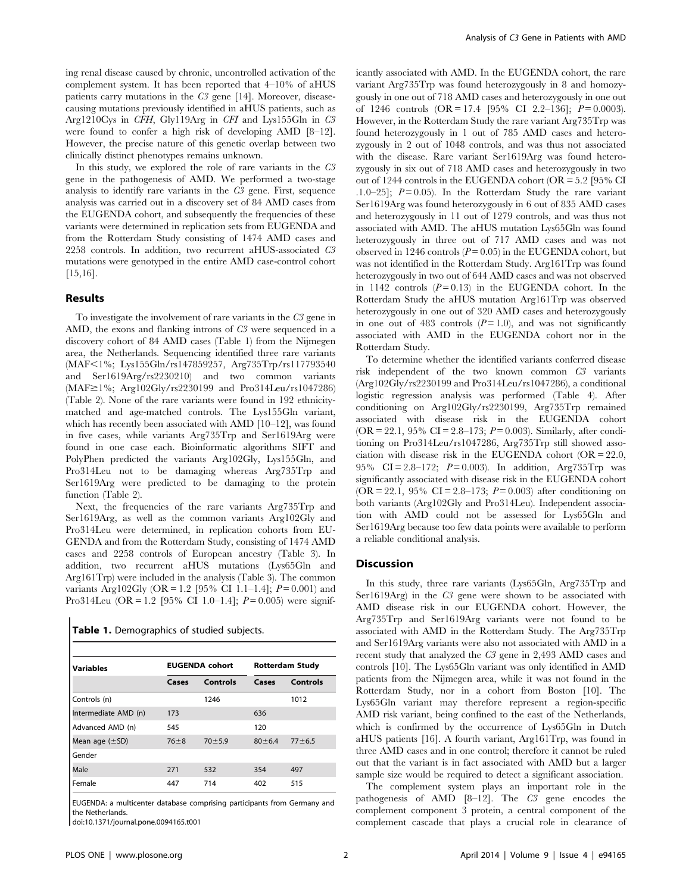ing renal disease caused by chronic, uncontrolled activation of the complement system. It has been reported that 4–10% of aHUS patients carry mutations in the *C3* gene [14]. Moreover, disease-causing mutations previously identified in aHUS patients, such as Arg1210Cys in *CFH*, Gly119Arg in *CFI* and Lys155Gln in *C3* were found to confer a high risk of developing AMD [8–12]. However, the precise nature of this genetic overlap between two clinically distinct phenotypes remains unknown.

In this study, we explored the role of rare variants in the *C3* gene in the pathogenesis of AMD. We performed a two-stage analysis to identify rare variants in the *C3* gene. First, sequence analysis was carried out in a discovery set of 84 AMD cases from the EUGENDA cohort, and subsequently the frequencies of these variants were determined in replication sets from EUGENDA and from the Rotterdam Study consisting of 1474 AMD cases and 2258 controls. In addition, two recurrent aHUS-associated *C3* mutations were genotyped in the entire AMD case-control cohort [15,16].

## Results

To investigate the involvement of rare variants in the *C3* gene in AMD, the exons and flanking introns of *C3* were sequenced in a discovery cohort of 84 AMD cases (Table 1) from the Nijmegen area, the Netherlands. Sequencing identified three rare variants (MAF<1%; Lys155Gln/rs147859257, Arg735Trp/rs117793540 and Ser1619Arg/rs2230210) and two common variants (MAF≥1%; Arg102Gly/rs2230199 and Pro314Leu/rs1047286) (Table 2). None of the rare variants were found in 192 ethnicity-matched and age-matched controls. The Lys155Gln variant, which has recently been associated with AMD [10–12], was found in five cases, while variants Arg735Trp and Ser1619Arg were found in one case each. Bioinformatic algorithms SIFT and PolyPhen predicted the variants Arg102Gly, Lys155Gln, and Pro314Leu not to be damaging whereas Arg735Trp and Ser1619Arg were predicted to be damaging to the protein function (Table 2).

Next, the frequencies of the rare variants Arg735Trp and Ser1619Arg, as well as the common variants Arg102Gly and Pro314Leu were determined, in replication cohorts from EUGENDA and from the Rotterdam Study, consisting of 1474 AMD cases and 2258 controls of European ancestry (Table 3). In addition, two recurrent aHUS mutations (Lys65Gln and Arg161Trp) were included in the analysis (Table 3). The common variants Arg102Gly (OR = 1.2 [95% CI 1.1–1.4]; $P = 0.001$) and Pro314Leu (OR = 1.2 [95% CI 1.0–1.4]; $P = 0.005$) were significantly associated with AMD. In the EUGENDA cohort, the rare variant Arg735Trp was found heterozygously in 8 and homozygously in one out of 718 AMD cases and heterozygously in one out of 1246 controls (OR = 17.4 [95% CI 2.2–136]; $P = 0.0003$). However, in the Rotterdam Study the rare variant Arg735Trp was found heterozygously in 1 out of 785 AMD cases and heterozygously in 2 out of 1048 controls, and was thus not associated with the disease. Rare variant Ser1619Arg was found heterozygously in six out of 718 AMD cases and heterozygously in two out of 1244 controls in the EUGENDA cohort (OR = 5.2 [95% CI .1.0–25]; $P = 0.05$). In the Rotterdam Study the rare variant Ser1619Arg was found heterozygously in 6 out of 835 AMD cases and heterozygously in 11 out of 1279 controls, and was thus not associated with AMD. The aHUS mutation Lys65Gln was found heterozygously in three out of 717 AMD cases and was not observed in 1246 controls ($P = 0.05$) in the EUGENDA cohort, but was not identified in the Rotterdam Study. Arg161Trp was found heterozygously in two out of 644 AMD cases and was not observed in 1142 controls ($P = 0.13$) in the EUGENDA cohort. In the Rotterdam Study the aHUS mutation Arg161Trp was observed heterozygously in one out of 320 AMD cases and heterozygously in one out of 483 controls ($P = 1.0$), and was not significantly associated with AMD in the EUGENDA cohort nor in the Rotterdam Study.

To determine whether the identified variants conferred disease risk independent of the two known common *C3* variants (Arg102Gly/rs2230199 and Pro314Leu/rs1047286), a conditional logistic regression analysis was performed (Table 4). After conditioning on Arg102Gly/rs2230199, Arg735Trp remained associated with disease risk in the EUGENDA cohort (OR = 22.1, 95% CI = 2.8–173; $P = 0.003$). Similarly, after conditioning on Pro314Leu/rs1047286, Arg735Trp still showed association with disease risk in the EUGENDA cohort (OR = 22.0, 95% CI = 2.8–172; $P = 0.003$). In addition, Arg735Trp was significantly associated with disease risk in the EUGENDA cohort (OR = 22.1, 95% CI = 2.8–173; $P = 0.003$) after conditioning on both variants (Arg102Gly and Pro314Leu). Independent association with AMD could not be assessed for Lys65Gln and Ser1619Arg because too few data points were available to perform a reliable conditional analysis.

**Table 1.** Demographics of studied subjects.

| Variables | EUGENDA cohort | | Rotterdam Study | |
|---|---|---|---|---|
| | Cases | Controls | Cases | Controls |
| Controls (n) | | 1246 | | 1012 |
| Intermediate AMD (n) | 173 | | 636 | |
| Advanced AMD (n) | 545 | | 120 | |
| Mean age (±SD) | 76±8 | 70±5.9 | 80±6.4 | 77±6.5 |
| Gender | | | | |
| Male | 271 | 532 | 354 | 497 |
| Female | 447 | 714 | 402 | 515 |

EUGENDA: a multicenter database comprising participants from Germany and the Netherlands.
doi:10.1371/journal.pone.0094165.t001

## Discussion

In this study, three rare variants (Lys65Gln, Arg735Trp and Ser1619Arg) in the *C3* gene were shown to be associated with AMD disease risk in our EUGENDA cohort. However, the Arg735Trp and Ser1619Arg variants were not found to be associated with AMD in the Rotterdam Study. The Arg735Trp and Ser1619Arg variants were also not associated with AMD in a recent study that analyzed the *C3* gene in 2,493 AMD cases and controls [10]. The Lys65Gln variant was only identified in AMD patients from the Nijmegen area, while it was not found in the Rotterdam Study, nor in a cohort from Boston [10]. The Lys65Gln variant may therefore represent a region-specific AMD risk variant, being confined to the east of the Netherlands, which is confirmed by the occurrence of Lys65Gln in Dutch aHUS patients [16]. A fourth variant, Arg161Trp, was found in three AMD cases and in one control; therefore it cannot be ruled out that the variant is in fact associated with AMD but a larger sample size would be required to detect a significant association.

The complement system plays an important role in the pathogenesis of AMD [8–12]. The *C3* gene encodes the complement component 3 protein, a central component of the complement cascade that plays a crucial role in clearance of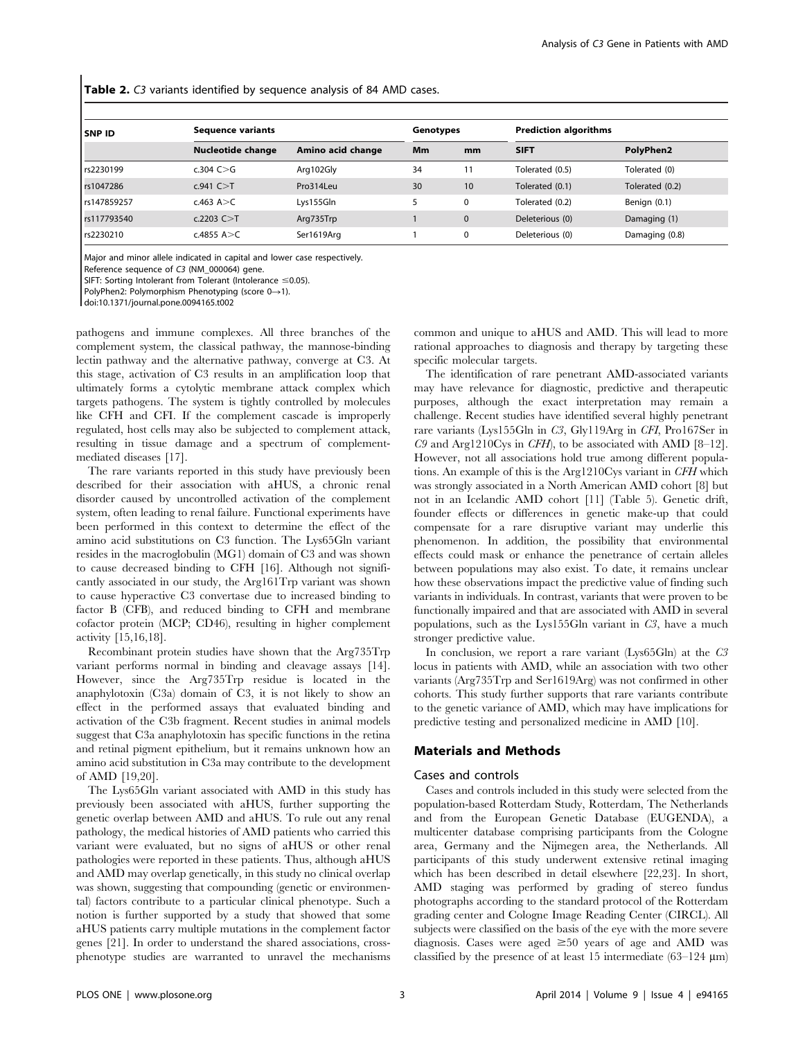**Table 2.** *C3* variants identified by sequence analysis of 84 AMD cases.

| SNP ID | Sequence variants | | Genotypes | | Prediction algorithms | |
|---|---|---|---|---|---|---|
| | Nucleotide change | Amino acid change | Mm | mm | SIFT | PolyPhen2 |
| rs2230199 | c.304 C>G | Arg102Gly | 34 | 11 | Tolerated (0.5) | Tolerated (0) |
| rs1047286 | c.941 C>T | Pro314Leu | 30 | 10 | Tolerated (0.1) | Tolerated (0.2) |
| rs147859257 | c.463 A>C | Lys155Gln | 5 | 0 | Tolerated (0.2) | Benign (0.1) |
| rs117793540 | c.2203 C>T | Arg735Trp | 1 | 0 | Deleterious (0) | Damaging (1) |
| rs2230210 | c.4855 A>C | Ser1619Arg | 1 | 0 | Deleterious (0) | Damaging (0.8) |

Major and minor allele indicated in capital and lower case respectively.
Reference sequence of *C3* (NM_000064) gene.
SIFT: Sorting Intolerant from Tolerant (Intolerance ≤0.05).
PolyPhen2: Polymorphism Phenotyping (score 0→1).
doi:10.1371/journal.pone.0094165.t002

pathogens and immune complexes. All three branches of the complement system, the classical pathway, the mannose-binding lectin pathway and the alternative pathway, converge at C3. At this stage, activation of C3 results in an amplification loop that ultimately forms a cytolytic membrane attack complex which targets pathogens. The system is tightly controlled by molecules like CFH and CFI. If the complement cascade is improperly regulated, host cells may also be subjected to complement attack, resulting in tissue damage and a spectrum of complement-mediated diseases [17].

The rare variants reported in this study have previously been described for their association with aHUS, a chronic renal disorder caused by uncontrolled activation of the complement system, often leading to renal failure. Functional experiments have been performed in this context to determine the effect of the amino acid substitutions on C3 function. The Lys65Gln variant resides in the macroglobulin (MG1) domain of C3 and was shown to cause decreased binding to CFH [16]. Although not significantly associated in our study, the Arg161Trp variant was shown to cause hyperactive C3 convertase due to increased binding to factor B (CFB), and reduced binding to CFH and membrane cofactor protein (MCP; CD46), resulting in higher complement activity [15,16,18].

Recombinant protein studies have shown that the Arg735Trp variant performs normal in binding and cleavage assays [14]. However, since the Arg735Trp residue is located in the anaphylotoxin (C3a) domain of C3, it is not likely to show an effect in the performed assays that evaluated binding and activation of the C3b fragment. Recent studies in animal models suggest that C3a anaphylotoxin has specific functions in the retina and retinal pigment epithelium, but it remains unknown how an amino acid substitution in C3a may contribute to the development of AMD [19,20].

The Lys65Gln variant associated with AMD in this study has previously been associated with aHUS, further supporting the genetic overlap between AMD and aHUS. To rule out any renal pathology, the medical histories of AMD patients who carried this variant were evaluated, but no signs of aHUS or other renal pathologies were reported in these patients. Thus, although aHUS and AMD may overlap genetically, in this study no clinical overlap was shown, suggesting that compounding (genetic or environmental) factors contribute to a particular clinical phenotype. Such a notion is further supported by a study that showed that some aHUS patients carry multiple mutations in the complement factor genes [21]. In order to understand the shared associations, cross-phenotype studies are warranted to unravel the mechanisms common and unique to aHUS and AMD. This will lead to more rational approaches to diagnosis and therapy by targeting these specific molecular targets.

The identification of rare penetrant AMD-associated variants may have relevance for diagnostic, predictive and therapeutic purposes, although the exact interpretation may remain a challenge. Recent studies have identified several highly penetrant rare variants (Lys155Gln in *C3*, Gly119Arg in *CFI*, Pro167Ser in *C9* and Arg1210Cys in *CFH*), to be associated with AMD [8–12]. However, not all associations hold true among different populations. An example of this is the Arg1210Cys variant in *CFH* which was strongly associated in a North American AMD cohort [8] but not in an Icelandic AMD cohort [11] (Table 5). Genetic drift, founder effects or differences in genetic make-up that could compensate for a rare disruptive variant may underlie this phenomenon. In addition, the possibility that environmental effects could mask or enhance the penetrance of certain alleles between populations may also exist. To date, it remains unclear how these observations impact the predictive value of finding such variants in individuals. In contrast, variants that were proven to be functionally impaired and that are associated with AMD in several populations, such as the Lys155Gln variant in *C3*, have a much stronger predictive value.

In conclusion, we report a rare variant (Lys65Gln) at the *C3* locus in patients with AMD, while an association with two other variants (Arg735Trp and Ser1619Arg) was not confirmed in other cohorts. This study further supports that rare variants contribute to the genetic variance of AMD, which may have implications for predictive testing and personalized medicine in AMD [10].

## Materials and Methods

### Cases and controls

Cases and controls included in this study were selected from the population-based Rotterdam Study, Rotterdam, The Netherlands and from the European Genetic Database (EUGENDA), a multicenter database comprising participants from the Cologne area, Germany and the Nijmegen area, the Netherlands. All participants of this study underwent extensive retinal imaging which has been described in detail elsewhere [22,23]. In short, AMD staging was performed by grading of stereo fundus photographs according to the standard protocol of the Rotterdam grading center and Cologne Image Reading Center (CIRCL). All subjects were classified on the basis of the eye with the more severe diagnosis. Cases were aged ≥50 years of age and AMD was classified by the presence of at least 15 intermediate (63–124 μm)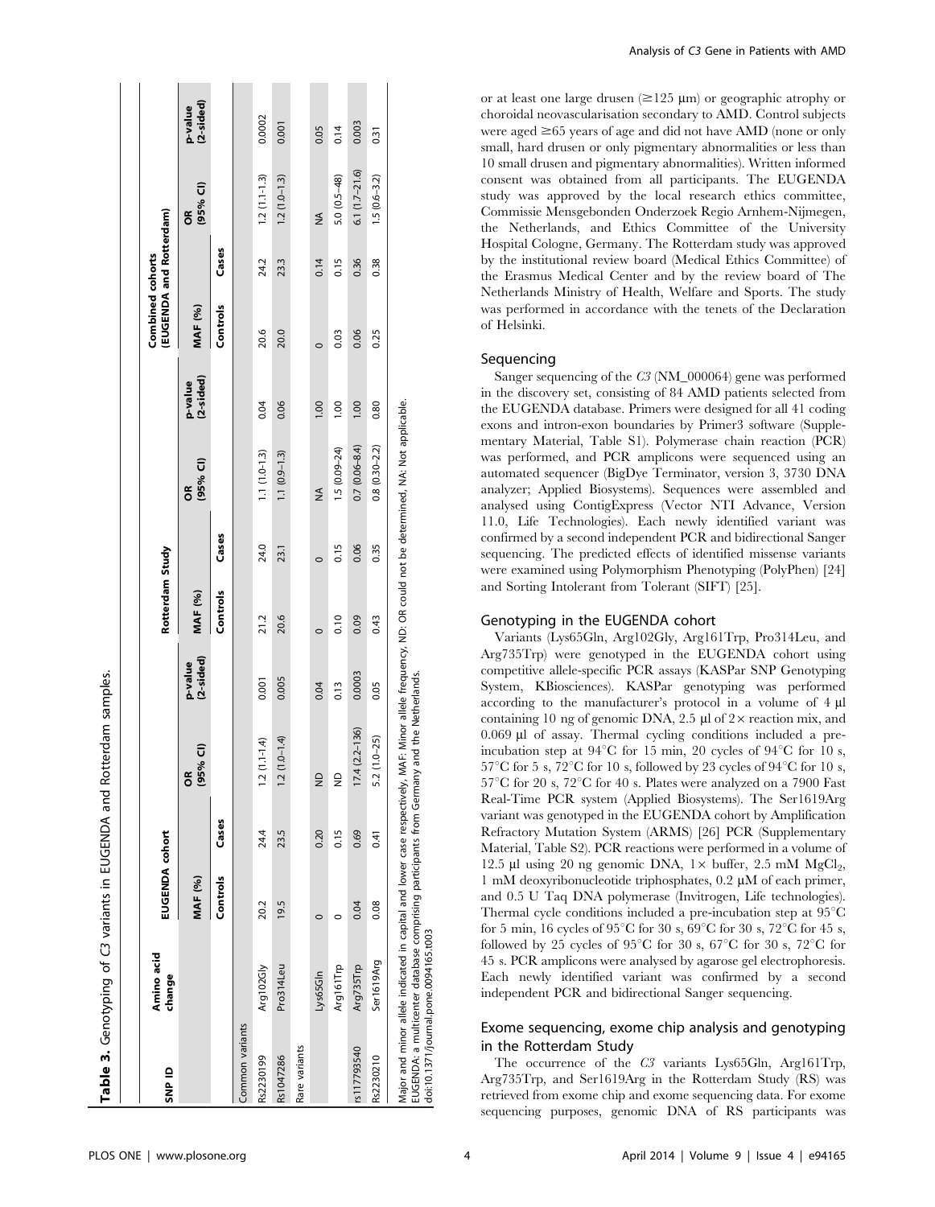**Table 3.** Genotyping of *C3* variants in EUGENDA and Rotterdam samples.

| SNP ID | Amino acid change | EUGENDA cohort | | | | Rotterdam Study | | | | Combined cohorts (EUGENDA and Rotterdam) | | | |
|---|---|---|---|---|---|---|---|---|---|---|---|---|---|
| | | MAF (%) | | OR (95% CI) | p-value (2-sided) | MAF (%) | | OR (95% CI) | p-value (2-sided) | MAF (%) | | OR (95% CI) | p-value (2-sided) |
| | | Controls | Cases | | | Controls | Cases | | | Controls | Cases | | |
| Common variants | | | | | | | | | | | | | |
| Rs2230199 | Arg102Gly | 20.2 | 24.4 | 1.2 (1.1-1.4) | 0.001 | 21.2 | 24.0 | 1.1 (1.0-1.3) | 0.04 | 20.6 | 24.2 | 1.2 (1.1-1.3) | 0.0002 |
| Rs1047286 | Pro314Leu | 19.5 | 23.5 | 1.2 (1.0–1.4) | 0.005 | 20.6 | 23.1 | 1.1 (0.9–1.3) | 0.06 | 20.0 | 23.3 | 1.2 (1.0–1.3) | 0.001 |
| Rare variants | | | | | | | | | | | | | |
| | Lys65Gln | 0 | 0.20 | ND | 0.04 | 0 | 0 | NA | 1.00 | 0 | 0.14 | NA | 0.05 |
| | Arg161Trp | 0 | 0.15 | ND | 0.13 | 0.10 | 0.15 | 1.5 (0.09–24) | 1.00 | 0.03 | 0.15 | 5.0 (0.5–48) | 0.14 |
| rs117793540 | Arg735Trp | 0.04 | 0.69 | 17.4 (2.2–136) | 0.0003 | 0.09 | 0.06 | 0.7 (0.06–8.4) | 1.00 | 0.06 | 0.36 | 6.1 (1.7–21.6) | 0.003 |
| Rs2230210 | Ser1619Arg | 0.08 | 0.41 | 5.2 (1.0–25) | 0.05 | 0.43 | 0.35 | 0.8 (0.30–2.2) | 0.80 | 0.25 | 0.38 | 1.5 (0.6–3.2) | 0.31 |

Major and minor allele indicated in capital and lower case respectively, MAF: Minor allele frequency, ND: OR could not be determined, NA: Not applicable.
EUGENDA: a multicenter database comprising participants from Germany and the Netherlands.
doi:10.1371/journal.pone.0094165.t003

or at least one large drusen (≥125 µm) or geographic atrophy or choroidal neovascularisation secondary to AMD. Control subjects were aged ≥65 years of age and did not have AMD (none or only small, hard drusen or only pigmentary abnormalities or less than 10 small drusen and pigmentary abnormalities). Written informed consent was obtained from all participants. The EUGENDA study was approved by the local research ethics committee, Commissie Mensgebonden Onderzoek Regio Arnhem-Nijmegen, the Netherlands, and Ethics Committee of the University Hospital Cologne, Germany. The Rotterdam study was approved by the institutional review board (Medical Ethics Committee) of the Erasmus Medical Center and by the review board of The Netherlands Ministry of Health, Welfare and Sports. The study was performed in accordance with the tenets of the Declaration of Helsinki.

## Sequencing

Sanger sequencing of the *C3* (NM_000064) gene was performed in the discovery set, consisting of 84 AMD patients selected from the EUGENDA database. Primers were designed for all 41 coding exons and intron-exon boundaries by Primer3 software (Supplementary Material, Table S1). Polymerase chain reaction (PCR) was performed, and PCR amplicons were sequenced using an automated sequencer (BigDye Terminator, version 3, 3730 DNA analyzer; Applied Biosystems). Sequences were assembled and analysed using ContigExpress (Vector NTI Advance, Version 11.0, Life Technologies). Each newly identified variant was confirmed by a second independent PCR and bidirectional Sanger sequencing. The predicted effects of identified missense variants were examined using Polymorphism Phenotyping (PolyPhen) [24] and Sorting Intolerant from Tolerant (SIFT) [25].

## Genotyping in the EUGENDA cohort

Variants (Lys65Gln, Arg102Gly, Arg161Trp, Pro314Leu, and Arg735Trp) were genotyped in the EUGENDA cohort using competitive allele-specific PCR assays (KASPar SNP Genotyping System, KBiosciences). KASPar genotyping was performed according to the manufacturer's protocol in a volume of 4 µl containing 10 ng of genomic DNA, 2.5 µl of 2× reaction mix, and 0.069 µl of assay. Thermal cycling conditions included a pre-incubation step at 94°C for 15 min, 20 cycles of 94°C for 10 s, 57°C for 5 s, 72°C for 10 s, followed by 23 cycles of 94°C for 10 s, 57°C for 20 s, 72°C for 40 s. Plates were analyzed on a 7900 Fast Real-Time PCR system (Applied Biosystems). The Ser1619Arg variant was genotyped in the EUGENDA cohort by Amplification Refractory Mutation System (ARMS) [26] PCR (Supplementary Material, Table S2). PCR reactions were performed in a volume of 12.5 µl using 20 ng genomic DNA, 1× buffer, 2.5 mM $MgCl_2$, 1 mM deoxyribonucleotide triphosphates, 0.2 µM of each primer, and 0.5 U Taq DNA polymerase (Invitrogen, Life technologies). Thermal cycle conditions included a pre-incubation step at 95°C for 5 min, 16 cycles of 95°C for 30 s, 69°C for 30 s, 72°C for 45 s, followed by 25 cycles of 95°C for 30 s, 67°C for 30 s, 72°C for 45 s. PCR amplicons were analysed by agarose gel electrophoresis. Each newly identified variant was confirmed by a second independent PCR and bidirectional Sanger sequencing.

## Exome sequencing, exome chip analysis and genotyping in the Rotterdam Study

The occurrence of the *C3* variants Lys65Gln, Arg161Trp, Arg735Trp, and Ser1619Arg in the Rotterdam Study (RS) was retrieved from exome chip and exome sequencing data. For exome sequencing purposes, genomic DNA of RS participants was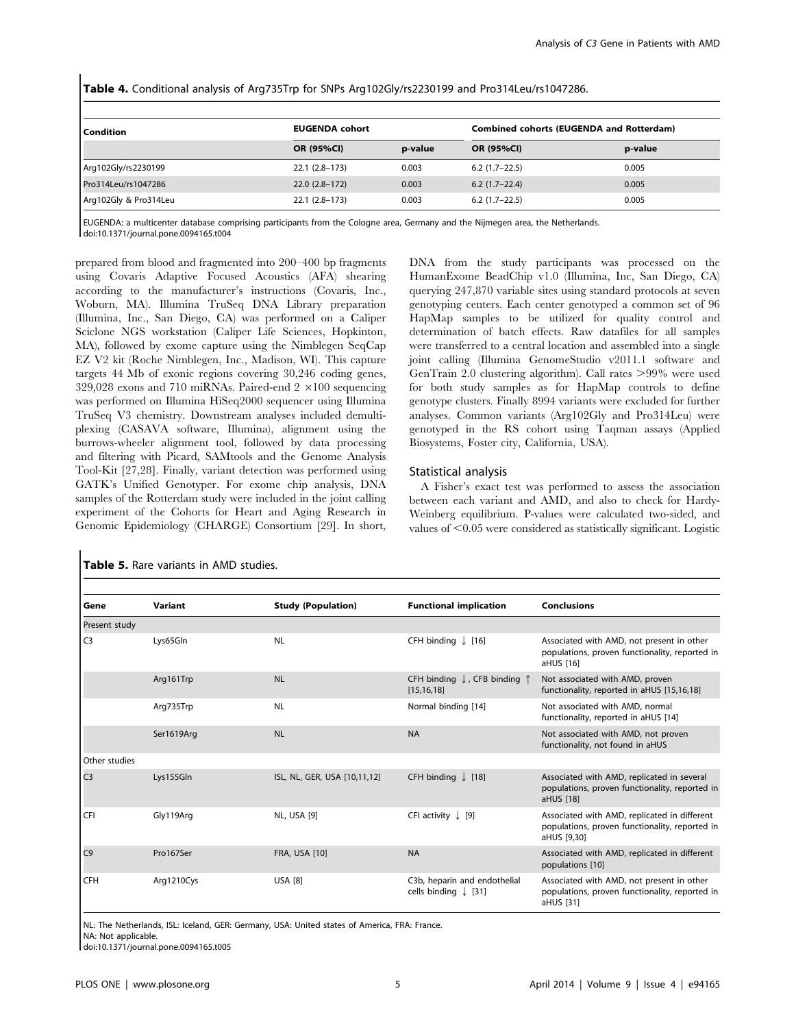**Table 4.** Conditional analysis of Arg735Trp for SNPs Arg102Gly/rs2230199 and Pro314Leu/rs1047286.

| Condition | EUGENDA cohort | | Combined cohorts (EUGENDA and Rotterdam) | |
|---|---|---|---|---|
| | OR (95%CI) | p-value | OR (95%CI) | p-value |
| Arg102Gly/rs2230199 | 22.1 (2.8–173) | 0.003 | 6.2 (1.7–22.5) | 0.005 |
| Pro314Leu/rs1047286 | 22.0 (2.8–172) | 0.003 | 6.2 (1.7–22.4) | 0.005 |
| Arg102Gly & Pro314Leu | 22.1 (2.8–173) | 0.003 | 6.2 (1.7–22.5) | 0.005 |

EUGENDA: a multicenter database comprising participants from the Cologne area, Germany and the Nijmegen area, the Netherlands.
doi:10.1371/journal.pone.0094165.t004

prepared from blood and fragmented into 200–400 bp fragments using Covaris Adaptive Focused Acoustics (AFA) shearing according to the manufacturer's instructions (Covaris, Inc., Woburn, MA). Illumina TruSeq DNA Library preparation (Illumina, Inc., San Diego, CA) was performed on a Caliper Sciclone NGS workstation (Caliper Life Sciences, Hopkinton, MA), followed by exome capture using the Nimblegen SeqCap EZ V2 kit (Roche Nimblegen, Inc., Madison, WI). This capture targets 44 Mb of exonic regions covering 30,246 coding genes, 329,028 exons and 710 miRNAs. Paired-end 2 ×100 sequencing was performed on Illumina HiSeq2000 sequencer using Illumina TruSeq V3 chemistry. Downstream analyses included demultiplexing (CASAVA software, Illumina), alignment using the burrows-wheeler alignment tool, followed by data processing and filtering with Picard, SAMtools and the Genome Analysis Tool-Kit [27,28]. Finally, variant detection was performed using GATK's Unified Genotyper. For exome chip analysis, DNA samples of the Rotterdam study were included in the joint calling experiment of the Cohorts for Heart and Aging Research in Genomic Epidemiology (CHARGE) Consortium [29]. In short, DNA from the study participants was processed on the HumanExome BeadChip v1.0 (Illumina, Inc, San Diego, CA) querying 247,870 variable sites using standard protocols at seven genotyping centers. Each center genotyped a common set of 96 HapMap samples to be utilized for quality control and determination of batch effects. Raw datafiles for all samples were transferred to a central location and assembled into a single joint calling (Illumina GenomeStudio v2011.1 software and GenTrain 2.0 clustering algorithm). Call rates >99% were used for both study samples as for HapMap controls to define genotype clusters. Finally 8994 variants were excluded for further analyses. Common variants (Arg102Gly and Pro314Leu) were genotyped in the RS cohort using Taqman assays (Applied Biosystems, Foster city, California, USA).

### Statistical analysis

A Fisher's exact test was performed to assess the association between each variant and AMD, and also to check for Hardy-Weinberg equilibrium. P-values were calculated two-sided, and values of <0.05 were considered as statistically significant. Logistic

**Table 5.** Rare variants in AMD studies.

| Gene | Variant | Study (Population) | Functional implication | Conclusions |
|---|---|---|---|---|
| Present study | | | | |
| C3 | Lys65Gln | NL | CFH binding ↓ [16] | Associated with AMD, not present in other populations, proven functionality, reported in aHUS [16] |
| | Arg161Trp | NL | CFH binding ↓, CFB binding ↑ [15,16,18] | Not associated with AMD, proven functionality, reported in aHUS [15,16,18] |
| | Arg735Trp | NL | Normal binding [14] | Not associated with AMD, normal functionality, reported in aHUS [14] |
| | Ser1619Arg | NL | NA | Not associated with AMD, not proven functionality, not found in aHUS |
| Other studies | | | | |
| C3 | Lys155Gln | ISL, NL, GER, USA [10,11,12] | CFH binding ↓ [18] | Associated with AMD, replicated in several populations, proven functionality, reported in aHUS [18] |
| CFI | Gly119Arg | NL, USA [9] | CFI activity ↓ [9] | Associated with AMD, replicated in different populations, proven functionality, reported in aHUS [9,30] |
| C9 | Pro167Ser | FRA, USA [10] | NA | Associated with AMD, replicated in different populations [10] |
| CFH | Arg1210Cys | USA [8] | C3b, heparin and endothelial cells binding ↓ [31] | Associated with AMD, not present in other populations, proven functionality, reported in aHUS [31] |

NL: The Netherlands, ISL: Iceland, GER: Germany, USA: United states of America, FRA: France.
NA: Not applicable.
doi:10.1371/journal.pone.0094165.t005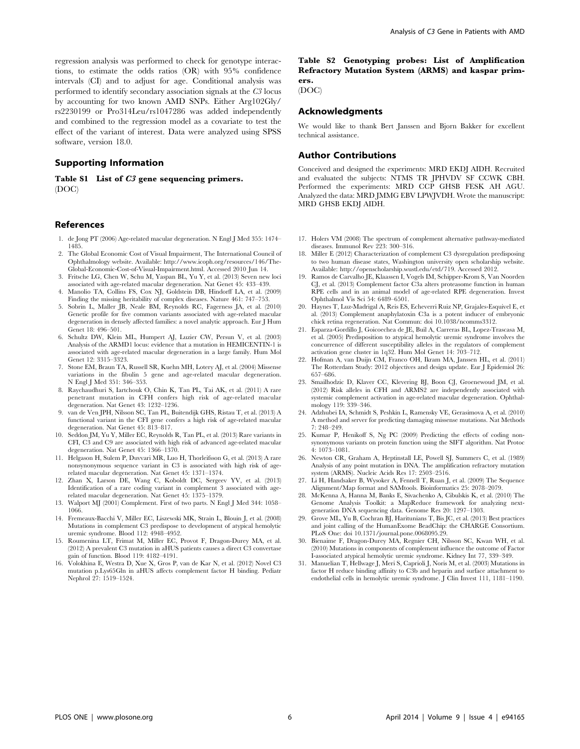regression analysis was performed to check for genotype interactions, to estimate the odds ratios (OR) with 95% confidence intervals (CI) and to adjust for age. Conditional analysis was performed to identify secondary association signals at the *C3* locus by accounting for two known AMD SNPs. Either Arg102Gly/rs2230199 or Pro314Leu/rs1047286 was added independently and combined to the regression model as a covariate to test the effect of the variant of interest. Data were analyzed using SPSS software, version 18.0.

## Supporting Information

**Table S1 List of *C3* gene sequencing primers.**
(DOC)

**Table S2 Genotyping probes: List of Amplification Refractory Mutation System (ARMS) and kaspar primers.**
(DOC)

## Acknowledgments

We would like to thank Bert Janssen and Bjorn Bakker for excellent technical assistance.

## Author Contributions

Conceived and designed the experiments: MRD EKDJ AIDH. Recruited and evaluated the subjects: NTMS TR JPHVDV SF CCWK CBH. Performed the experiments: MRD CCP GHSB FESK AH AGU. Analyzed the data: MRD JMMG EBV LPWJVDH. Wrote the manuscript: MRD GHSB EKDJ AIDH.

## References

1. de Jong PT (2006) Age-related macular degeneration. N Engl J Med 355: 1474–1485.
2. The Global Economic Cost of Visual Impairment, The International Council of Ophthalmology website. Available: http://www.icoph.org/resources/146/The-Global-Economic-Cost-of-Visual-Impairment.html. Accessed 2010 Jun 14.
3. Fritsche LG, Chen W, Schu M, Yaspan BL, Yu Y, et al. (2013) Seven new loci associated with age-related macular degeneration. Nat Genet 45: 433–439.
4. Manolio TA, Collins FS, Cox NJ, Goldstein DB, Hindorff LA, et al. (2009) Finding the missing heritability of complex diseases. Nature 461: 747–753.
5. Sobrin L, Maller JB, Neale BM, Reynolds RC, Fagerness JA, et al. (2010) Genetic profile for five common variants associated with age-related macular degeneration in densely affected families: a novel analytic approach. Eur J Hum Genet 18: 496–501.
6. Schultz DW, Klein ML, Humpert AJ, Luzier CW, Persun V, et al. (2003) Analysis of the ARMD1 locus: evidence that a mutation in HEMICENTIN-1 is associated with age-related macular degeneration in a large family. Hum Mol Genet 12: 3315–3323.
7. Stone EM, Braun TA, Russell SR, Kuehn MH, Lotery AJ, et al. (2004) Missense variations in the fibulin 5 gene and age-related macular degeneration. N Engl J Med 351: 346–353.
8. Raychaudhuri S, Iartchouk O, Chin K, Tan PL, Tai AK, et al. (2011) A rare penetrant mutation in CFH confers high risk of age-related macular degeneration. Nat Genet 43: 1232–1236.
9. van de Ven JPH, Nilsson SC, Tan PL, Buitendijk GHS, Ristau T, et al. (2013) A functional variant in the CFI gene confers a high risk of age-related macular degeneration. Nat Genet 45: 813–817.
10. Seddon JM, Yu Y, Miller EC, Reynolds R, Tan PL, et al. (2013) Rare variants in CFI, C3 and C9 are associated with high risk of advanced age-related macular degeneration. Nat Genet 45: 1366–1370.
11. Helgason H, Sulem P, Duvvari MR, Luo H, Thorleifsson G, et al. (2013) A rare nonsynonymous sequence variant in C3 is associated with high risk of age-related macular degeneration. Nat Genet 45: 1371–1374.
12. Zhan X, Larson DE, Wang C, Koboldt DC, Sergeev YV, et al. (2013) Identification of a rare coding variant in complement 3 associated with age-related macular degeneration. Nat Genet 45: 1375–1379.
13. Walport MJ (2001) Complement. First of two parts. N Engl J Med 344: 1058–1066.
14. Fremeaux-Bacchi V, Miller EC, Liszewski MK, Strain L, Blouin J, et al. (2008) Mutations in complement C3 predispose to development of atypical hemolytic uremic syndrome. Blood 112: 4948–4952.
15. Roumenina LT, Frimat M, Miller EC, Provot F, Dragon-Durey MA, et al. (2012) A prevalent C3 mutation in aHUS patients causes a direct C3 convertase gain of function. Blood 119: 4182–4191.
16. Volokhina E, Westra D, Xue X, Gros P, van de Kar N, et al. (2012) Novel C3 mutation p.Lys65Gln in aHUS affects complement factor H binding. Pediatr Nephrol 27: 1519–1524.
17. Holers VM (2008) The spectrum of complement alternative pathway-mediated diseases. Immunol Rev 223: 300–316.
18. Miller E (2012) Characterization of complement C3 dysregulation predisposing to two human disease states, Washington university open scholarship website. Available: http://openscholarship.wustl.edu/etd/719. Accessed 2012.
19. Ramos de Carvalho JE, Klaassen I, Vogels IM, Schipper-Krom S, Van Noorden CJ, et al. (2013) Complement factor C3a alters proteasome function in human RPE cells and in an animal model of age-related RPE degeneration. Invest Ophthalmol Vis Sci 54: 6489–6501.
20. Haynes T, Luz-Madrigal A, Reis ES, Echeverri Ruiz NP, Grajales-Esquivel E, et al. (2013) Complement anaphylatoxin C3a is a potent inducer of embryonic chick retina regeneration. Nat Commun: doi 10.1038/ncomms3312.
21. Esparza-Gordillo J, Goicoechea de JE, Buil A, Carreras BL, Lopez-Trascasa M, et al. (2005) Predisposition to atypical hemolytic uremic syndrome involves the concurrence of different susceptibility alleles in the regulators of complement activation gene cluster in 1q32. Hum Mol Genet 14: 703–712.
22. Hofman A, van Duijn CM, Franco OH, Ikram MA, Janssen HL, et al. (2011) The Rotterdam Study: 2012 objectives and design update. Eur J Epidemiol 26: 657–686.
23. Smailhodzic D, Klaver CC, Klevering BJ, Boon CJ, Groenewoud JM, et al. (2012) Risk alleles in CFH and ARMS2 are independently associated with systemic complement activation in age-related macular degeneration. Ophthalmology 119: 339–346.
24. Adzhubei IA, Schmidt S, Peshkin L, Ramensky VE, Gerasimova A, et al. (2010) A method and server for predicting damaging missense mutations. Nat Methods 7: 248–249.
25. Kumar P, Henikoff S, Ng PC (2009) Predicting the effects of coding non-synonymous variants on protein function using the SIFT algorithm. Nat Protoc 4: 1073–1081.
26. Newton CR, Graham A, Heptinstall LE, Powell SJ, Summers C, et al. (1989) Analysis of any point mutation in DNA. The amplification refractory mutation system (ARMS). Nucleic Acids Res 17: 2503–2516.
27. Li H, Handsaker B, Wysoker A, Fennell T, Ruan J, et al. (2009) The Sequence Alignment/Map format and SAMtools. Bioinformatics 25: 2078–2079.
28. McKenna A, Hanna M, Banks E, Sivachenko A, Cibulskis K, et al. (2010) The Genome Analysis Toolkit: a MapReduce framework for analyzing next-generation DNA sequencing data. Genome Res 20: 1297–1303.
29. Grove ML, Yu B, Cochran BJ, Haritunians T, Bis JC, et al. (2013) Best practices and joint calling of the HumanExome BeadChip: the CHARGE Consortium. PLoS One: doi 10.1371/journal.pone.0068095.29.
30. Bienaime F, Dragon-Durey MA, Regnier CH, Nilsson SC, Kwan WH, et al. (2010) Mutations in components of complement influence the outcome of Factor I-associated atypical hemolytic uremic syndrome. Kidney Int 77, 339–349.
31. Manuelian T, Hellwage J, Meri S, Caprioli J, Noris M, et al. (2003) Mutations in factor H reduce binding affinity to C3b and heparin and surface attachment to endothelial cells in hemolytic uremic syndrome. J Clin Invest 111, 1181–1190.